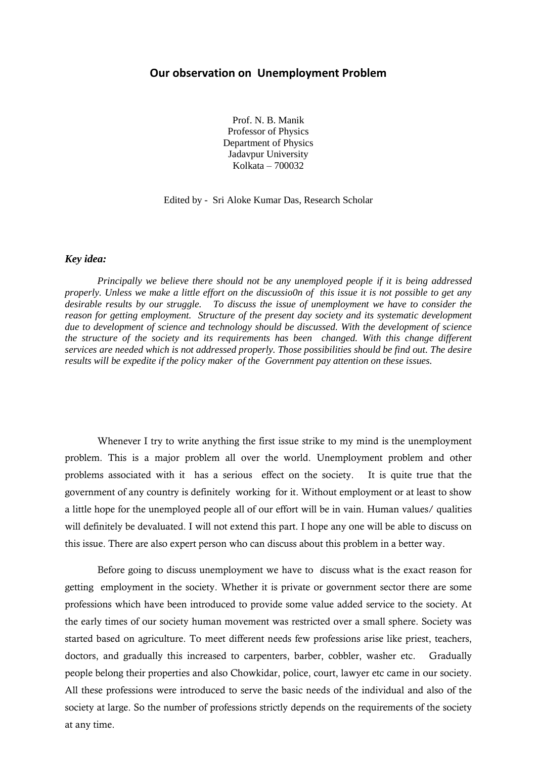# Our observation on Unemployment Problem

Prof. N. B. Manik
Professor of Physics
Department of Physics
Jadavpur University
Kolkata – 700032

Edited by - Sri Aloke Kumar Das, Research Scholar

***Key idea:***

*Principally we believe there should not be any unemployed people if it is being addressed properly. Unless we make a little effort on the discussio0n of this issue it is not possible to get any desirable results by our struggle. To discuss the issue of unemployment we have to consider the reason for getting employment. Structure of the present day society and its systematic development due to development of science and technology should be discussed. With the development of science the structure of the society and its requirements has been changed. With this change different services are needed which is not addressed properly. Those possibilities should be find out. The desire results will be expedite if the policy maker of the Government pay attention on these issues.*

Whenever I try to write anything the first issue strike to my mind is the unemployment problem. This is a major problem all over the world. Unemployment problem and other problems associated with it has a serious effect on the society. It is quite true that the government of any country is definitely working for it. Without employment or at least to show a little hope for the unemployed people all of our effort will be in vain. Human values/ qualities will definitely be devaluated. I will not extend this part. I hope any one will be able to discuss on this issue. There are also expert person who can discuss about this problem in a better way.

Before going to discuss unemployment we have to discuss what is the exact reason for getting employment in the society. Whether it is private or government sector there are some professions which have been introduced to provide some value added service to the society. At the early times of our society human movement was restricted over a small sphere. Society was started based on agriculture. To meet different needs few professions arise like priest, teachers, doctors, and gradually this increased to carpenters, barber, cobbler, washer etc. Gradually people belong their properties and also Chowkidar, police, court, lawyer etc came in our society. All these professions were introduced to serve the basic needs of the individual and also of the society at large. So the number of professions strictly depends on the requirements of the society at any time.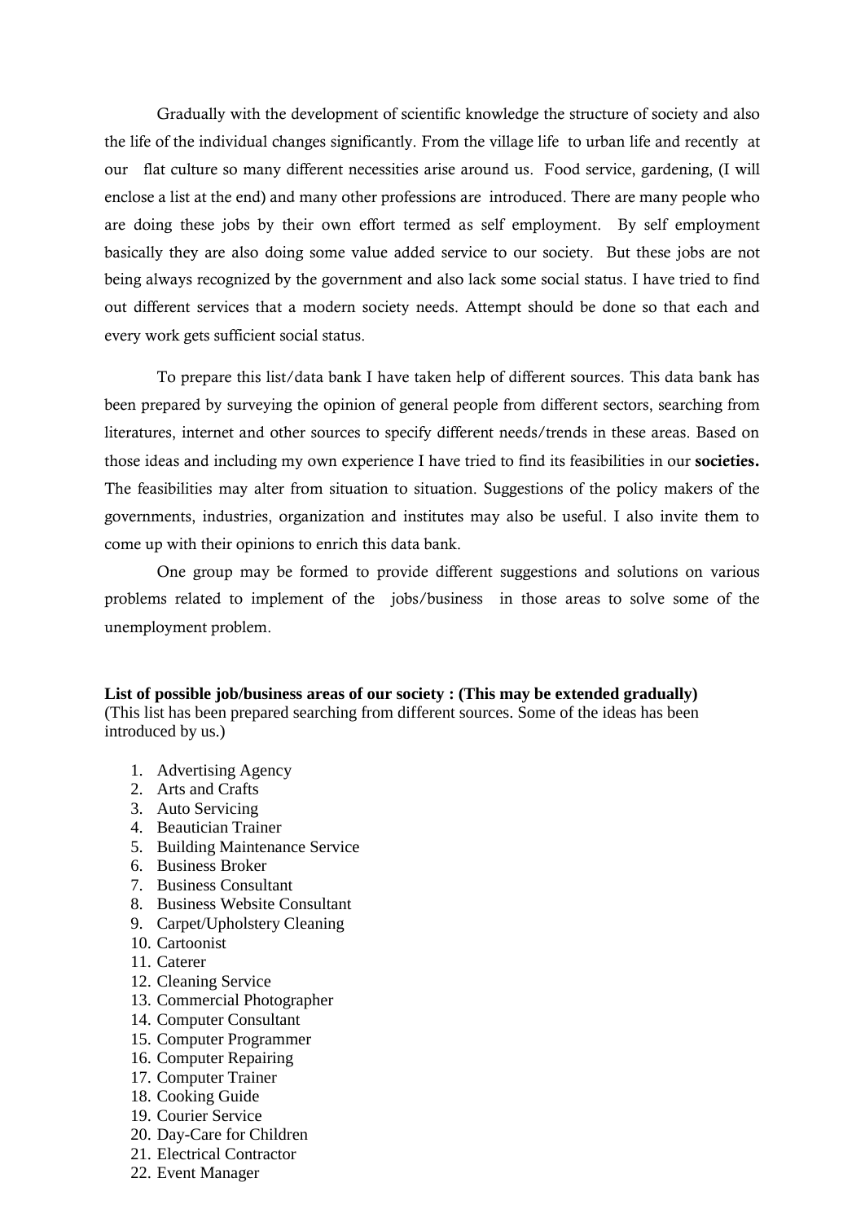Gradually with the development of scientific knowledge the structure of society and also the life of the individual changes significantly. From the village life to urban life and recently at our flat culture so many different necessities arise around us. Food service, gardening, (I will enclose a list at the end) and many other professions are introduced. There are many people who are doing these jobs by their own effort termed as self employment. By self employment basically they are also doing some value added service to our society. But these jobs are not being always recognized by the government and also lack some social status. I have tried to find out different services that a modern society needs. Attempt should be done so that each and every work gets sufficient social status.

To prepare this list/data bank I have taken help of different sources. This data bank has been prepared by surveying the opinion of general people from different sectors, searching from literatures, internet and other sources to specify different needs/trends in these areas. Based on those ideas and including my own experience I have tried to find its feasibilities in our **societies.** The feasibilities may alter from situation to situation. Suggestions of the policy makers of the governments, industries, organization and institutes may also be useful. I also invite them to come up with their opinions to enrich this data bank.

One group may be formed to provide different suggestions and solutions on various problems related to implement of the jobs/business in those areas to solve some of the unemployment problem.

**List of possible job/business areas of our society : (This may be extended gradually)**
(This list has been prepared searching from different sources. Some of the ideas has been introduced by us.)

1. Advertising Agency
2. Arts and Crafts
3. Auto Servicing
4. Beautician Trainer
5. Building Maintenance Service
6. Business Broker
7. Business Consultant
8. Business Website Consultant
9. Carpet/Upholstery Cleaning
10. Cartoonist
11. Caterer
12. Cleaning Service
13. Commercial Photographer
14. Computer Consultant
15. Computer Programmer
16. Computer Repairing
17. Computer Trainer
18. Cooking Guide
19. Courier Service
20. Day-Care for Children
21. Electrical Contractor
22. Event Manager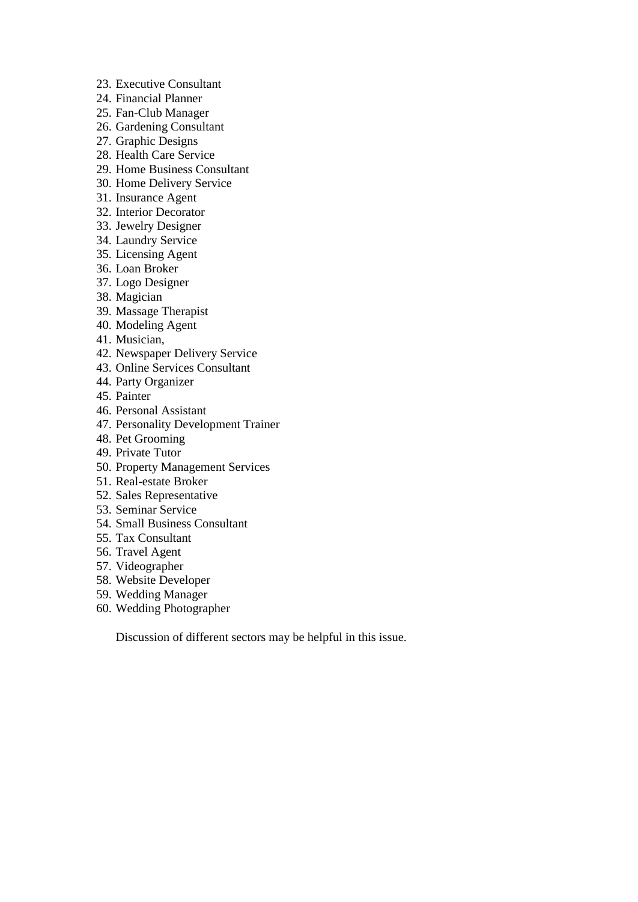23. Executive Consultant
24. Financial Planner
25. Fan-Club Manager
26. Gardening Consultant
27. Graphic Designs
28. Health Care Service
29. Home Business Consultant
30. Home Delivery Service
31. Insurance Agent
32. Interior Decorator
33. Jewelry Designer
34. Laundry Service
35. Licensing Agent
36. Loan Broker
37. Logo Designer
38. Magician
39. Massage Therapist
40. Modeling Agent
41. Musician,
42. Newspaper Delivery Service
43. Online Services Consultant
44. Party Organizer
45. Painter
46. Personal Assistant
47. Personality Development Trainer
48. Pet Grooming
49. Private Tutor
50. Property Management Services
51. Real-estate Broker
52. Sales Representative
53. Seminar Service
54. Small Business Consultant
55. Tax Consultant
56. Travel Agent
57. Videographer
58. Website Developer
59. Wedding Manager
60. Wedding Photographer

Discussion of different sectors may be helpful in this issue.